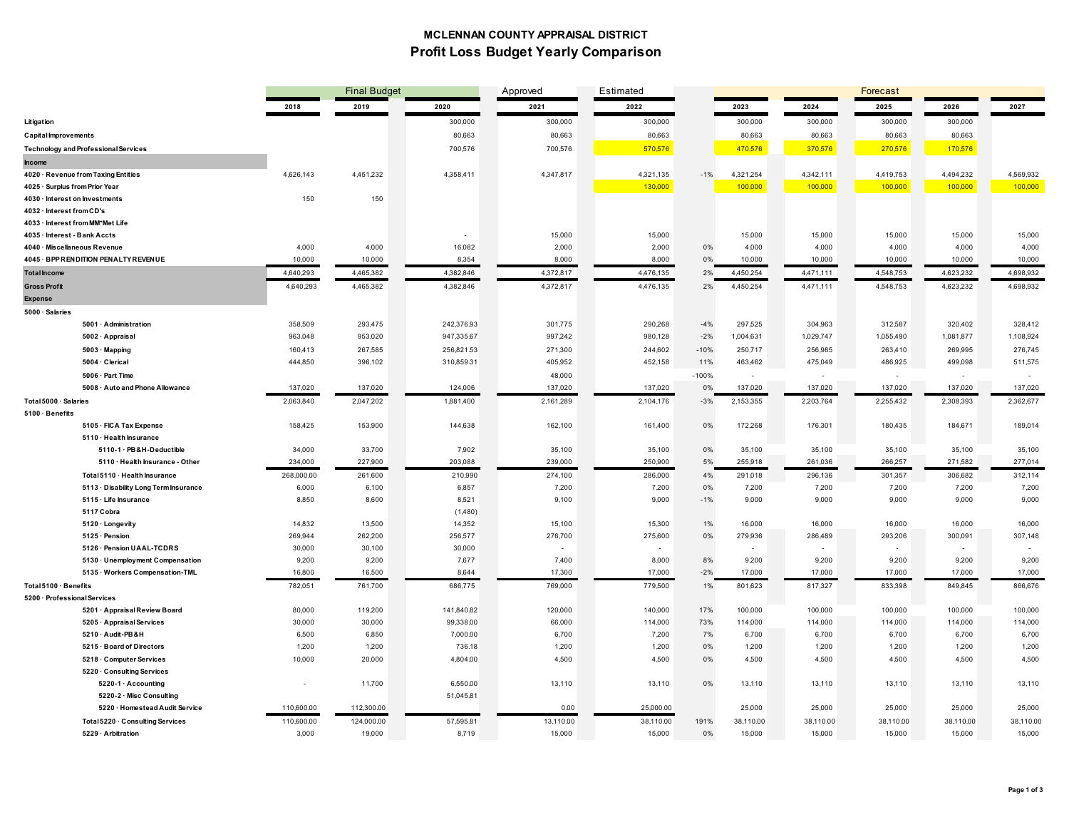# MCLENNAN COUNTY APPRAISAL DISTRICT

## Profit Loss Budget Yearly Comparison

| | Final Budget | | | Approved | Estimated | | Forecast | | | | |
|---|---|---|---|---|---|---|---|---|---|---|---|
| | 2018 | 2019 | 2020 | 2021 | 2022 | | 2023 | 2024 | 2025 | 2026 | 2027 |
| **Litigation** | | | 300,000 | 300,000 | 300,000 | | 300,000 | 300,000 | 300,000 | 300,000 | |
| **Capital Improvements** | | | 80,663 | 80,663 | 80,663 | | 80,663 | 80,663 | 80,663 | 80,663 | |
| **Technology and Professional Services** | | | 700,576 | 700,576 | 570,576 | | 470,576 | 370,576 | 270,576 | 170,576 | |
| **Income** | | | | | | | | | | | |
| **4020 · Revenue from Taxing Entities** | 4,626,143 | 4,451,232 | 4,358,411 | 4,347,817 | 4,321,135 | -1% | 4,321,254 | 4,342,111 | 4,419,753 | 4,494,232 | 4,569,932 |
| **4025 · Surplus from Prior Year** | | | | | 130,000 | | 100,000 | 100,000 | 100,000 | 100,000 | 100,000 |
| **4030 · Interest on Investments** | 150 | 150 | | | | | | | | | |
| **4032 · Interest from CD's** | | | | | | | | | | | |
| **4033 · Interest from MM*Met Life** | | | | | | | | | | | |
| **4035 · Interest - Bank Accts** | | | - | 15,000 | 15,000 | | 15,000 | 15,000 | 15,000 | 15,000 | 15,000 |
| **4040 · Miscellaneous Revenue** | 4,000 | 4,000 | 16,082 | 2,000 | 2,000 | 0% | 4,000 | 4,000 | 4,000 | 4,000 | 4,000 |
| **4045 · BPP RENDITION PENALTY REVENUE** | 10,000 | 10,000 | 8,354 | 8,000 | 8,000 | 0% | 10,000 | 10,000 | 10,000 | 10,000 | 10,000 |
| **Total Income** | 4,640,293 | 4,465,382 | 4,382,846 | 4,372,817 | 4,476,135 | 2% | 4,450,254 | 4,471,111 | 4,548,753 | 4,623,232 | 4,698,932 |
| **Gross Profit** | 4,640,293 | 4,465,382 | 4,382,846 | 4,372,817 | 4,476,135 | 2% | 4,450,254 | 4,471,111 | 4,548,753 | 4,623,232 | 4,698,932 |
| **Expense** | | | | | | | | | | | |
| **5000 · Salaries** | | | | | | | | | | | |
| **5001 · Administration** | 358,509 | 293,475 | 242,376.93 | 301,775 | 290,268 | -4% | 297,525 | 304,963 | 312,587 | 320,402 | 328,412 |
| **5002 · Appraisal** | 963,048 | 953,020 | 947,335.67 | 997,242 | 980,128 | -2% | 1,004,631 | 1,029,747 | 1,055,490 | 1,081,877 | 1,108,924 |
| **5003 · Mapping** | 160,413 | 267,585 | 256,821.53 | 271,300 | 244,602 | -10% | 250,717 | 256,985 | 263,410 | 269,995 | 276,745 |
| **5004 · Clerical** | 444,850 | 396,102 | 310,859.31 | 405,952 | 452,158 | 11% | 463,462 | 475,049 | 486,925 | 499,098 | 511,575 |
| **5006 · Part Time** | | | | 48,000 | | -100% | - | - | - | - | - |
| **5008 · Auto and Phone Allowance** | 137,020 | 137,020 | 124,006 | 137,020 | 137,020 | 0% | 137,020 | 137,020 | 137,020 | 137,020 | 137,020 |
| **Total 5000 · Salaries** | 2,063,840 | 2,047,202 | 1,881,400 | 2,161,289 | 2,104,176 | -3% | 2,153,355 | 2,203,764 | 2,255,432 | 2,308,393 | 2,362,677 |
| **5100 · Benefits** | | | | | | | | | | | |
| **5105 · FICA Tax Expense** | 158,425 | 153,900 | 144,638 | 162,100 | 161,400 | 0% | 172,268 | 176,301 | 180,435 | 184,671 | 189,014 |
| **5110 · Health Insurance** | | | | | | | | | | | |
| **5110-1 · PB&H-Deductible** | 34,000 | 33,700 | 7,902 | 35,100 | 35,100 | 0% | 35,100 | 35,100 | 35,100 | 35,100 | 35,100 |
| **5110 · Health Insurance - Other** | 234,000 | 227,900 | 203,088 | 239,000 | 250,900 | 5% | 255,918 | 261,036 | 266,257 | 271,582 | 277,014 |
| **Total 5110 · Health Insurance** | 268,000.00 | 261,600 | 210,990 | 274,100 | 286,000 | 4% | 291,018 | 296,136 | 301,357 | 306,682 | 312,114 |
| **5113 · Disability Long Term Insurance** | 6,000 | 6,100 | 6,857 | 7,200 | 7,200 | 0% | 7,200 | 7,200 | 7,200 | 7,200 | 7,200 |
| **5115 · Life Insurance** | 8,850 | 8,600 | 8,521 | 9,100 | 9,000 | -1% | 9,000 | 9,000 | 9,000 | 9,000 | 9,000 |
| **5117 Cobra** | | | (1,480) | | | | | | | | |
| **5120 · Longevity** | 14,832 | 13,500 | 14,352 | 15,100 | 15,300 | 1% | 16,000 | 16,000 | 16,000 | 16,000 | 16,000 |
| **5125 · Pension** | 269,944 | 262,200 | 256,577 | 276,700 | 275,600 | 0% | 279,936 | 286,489 | 293,206 | 300,091 | 307,148 |
| **5126 · Pension UAAL-TCDRS** | 30,000 | 30,100 | 30,000 | - | - | | - | - | - | - | - |
| **5130 · Unemployment Compensation** | 9,200 | 9,200 | 7,677 | 7,400 | 8,000 | 8% | 9,200 | 9,200 | 9,200 | 9,200 | 9,200 |
| **5135 · Workers Compensation-TML** | 16,800 | 16,500 | 8,644 | 17,300 | 17,000 | -2% | 17,000 | 17,000 | 17,000 | 17,000 | 17,000 |
| **Total 5100 · Benefits** | 782,051 | 761,700 | 686,775 | 769,000 | 779,500 | 1% | 801,623 | 817,327 | 833,398 | 849,845 | 866,676 |
| **5200 · Professional Services** | | | | | | | | | | | |
| **5201 · Appraisal Review Board** | 80,000 | 119,200 | 141,840.82 | 120,000 | 140,000 | 17% | 100,000 | 100,000 | 100,000 | 100,000 | 100,000 |
| **5205 · Appraisal Services** | 30,000 | 30,000 | 99,338.00 | 66,000 | 114,000 | 73% | 114,000 | 114,000 | 114,000 | 114,000 | 114,000 |
| **5210 · Audit-PB&H** | 6,500 | 6,850 | 7,000.00 | 6,700 | 7,200 | 7% | 6,700 | 6,700 | 6,700 | 6,700 | 6,700 |
| **5215 · Board of Directors** | 1,200 | 1,200 | 736.18 | 1,200 | 1,200 | 0% | 1,200 | 1,200 | 1,200 | 1,200 | 1,200 |
| **5218 · Computer Services** | 10,000 | 20,000 | 4,804.00 | 4,500 | 4,500 | 0% | 4,500 | 4,500 | 4,500 | 4,500 | 4,500 |
| **5220 · Consulting Services** | | | | | | | | | | | |
| **5220-1 · Accounting** | - | 11,700 | 6,550.00 | 13,110 | 13,110 | 0% | 13,110 | 13,110 | 13,110 | 13,110 | 13,110 |
| **5220-2 · Misc Consulting** | | | 51,045.81 | | | | | | | | |
| **5220 · Homestead Audit Service** | 110,600.00 | 112,300.00 | | 0.00 | 25,000.00 | | 25,000 | 25,000 | 25,000 | 25,000 | 25,000 |
| **Total 5220 · Consulting Services** | 110,600.00 | 124,000.00 | 57,595.81 | 13,110.00 | 38,110.00 | 191% | 38,110.00 | 38,110.00 | 38,110.00 | 38,110.00 | 38,110.00 |
| **5229 · Arbitration** | 3,000 | 19,000 | 8,719 | 15,000 | 15,000 | 0% | 15,000 | 15,000 | 15,000 | 15,000 | 15,000 |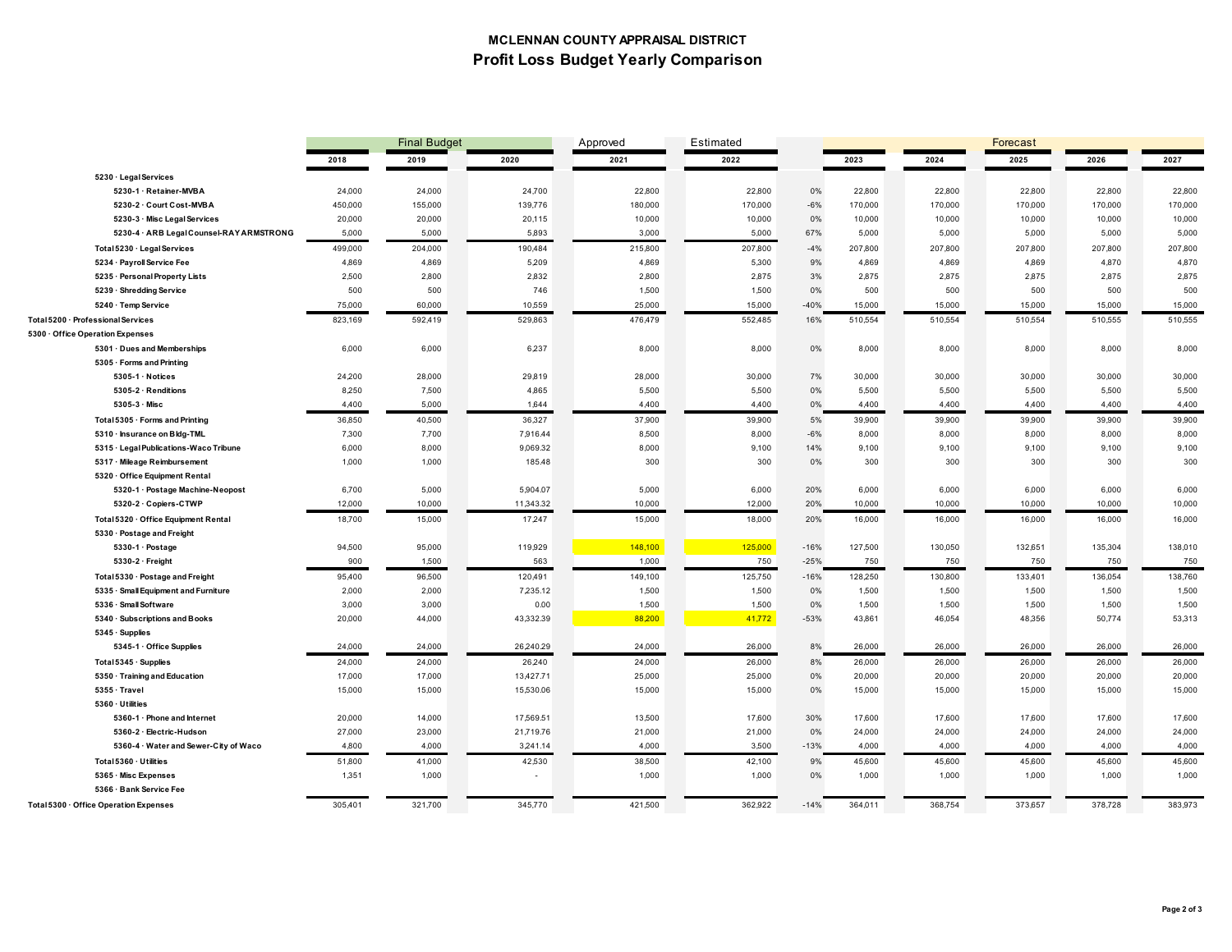## MCLENNAN COUNTY APPRAISAL DISTRICT

# Profit Loss Budget Yearly Comparison

| | Final Budget | | | Approved | Estimated | | Forecast | | | | |
|---|---|---|---|---|---|---|---|---|---|---|---|
| | 2018 | 2019 | 2020 | 2021 | 2022 | | 2023 | 2024 | 2025 | 2026 | 2027 |
| **5230 · Legal Services** | | | | | | | | | | | |
| **5230-1 · Retainer-MVBA** | 24,000 | 24,000 | 24,700 | 22,800 | 22,800 | 0% | 22,800 | 22,800 | 22,800 | 22,800 | 22,800 |
| **5230-2 · Court Cost-MVBA** | 450,000 | 155,000 | 139,776 | 180,000 | 170,000 | -6% | 170,000 | 170,000 | 170,000 | 170,000 | 170,000 |
| **5230-3 · Misc Legal Services** | 20,000 | 20,000 | 20,115 | 10,000 | 10,000 | 0% | 10,000 | 10,000 | 10,000 | 10,000 | 10,000 |
| **5230-4 · ARB Legal Counsel-RAY ARMSTRONG** | 5,000 | 5,000 | 5,893 | 3,000 | 5,000 | 67% | 5,000 | 5,000 | 5,000 | 5,000 | 5,000 |
| **Total 5230 · Legal Services** | 499,000 | 204,000 | 190,484 | 215,800 | 207,800 | -4% | 207,800 | 207,800 | 207,800 | 207,800 | 207,800 |
| **5234 · Payroll Service Fee** | 4,869 | 4,869 | 5,209 | 4,869 | 5,300 | 9% | 4,869 | 4,869 | 4,869 | 4,870 | 4,870 |
| **5235 · Personal Property Lists** | 2,500 | 2,800 | 2,832 | 2,800 | 2,875 | 3% | 2,875 | 2,875 | 2,875 | 2,875 | 2,875 |
| **5239 · Shredding Service** | 500 | 500 | 746 | 1,500 | 1,500 | 0% | 500 | 500 | 500 | 500 | 500 |
| **5240 · Temp Service** | 75,000 | 60,000 | 10,559 | 25,000 | 15,000 | -40% | 15,000 | 15,000 | 15,000 | 15,000 | 15,000 |
| **Total 5200 · Professional Services** | 823,169 | 592,419 | 529,863 | 476,479 | 552,485 | 16% | 510,554 | 510,554 | 510,554 | 510,555 | 510,555 |
| **5300 · Office Operation Expenses** | | | | | | | | | | | |
| **5301 · Dues and Memberships** | 6,000 | 6,000 | 6,237 | 8,000 | 8,000 | 0% | 8,000 | 8,000 | 8,000 | 8,000 | 8,000 |
| **5305 · Forms and Printing** | | | | | | | | | | | |
| **5305-1 · Notices** | 24,200 | 28,000 | 29,819 | 28,000 | 30,000 | 7% | 30,000 | 30,000 | 30,000 | 30,000 | 30,000 |
| **5305-2 · Renditions** | 8,250 | 7,500 | 4,865 | 5,500 | 5,500 | 0% | 5,500 | 5,500 | 5,500 | 5,500 | 5,500 |
| **5305-3 · Misc** | 4,400 | 5,000 | 1,644 | 4,400 | 4,400 | 0% | 4,400 | 4,400 | 4,400 | 4,400 | 4,400 |
| **Total 5305 · Forms and Printing** | 36,850 | 40,500 | 36,327 | 37,900 | 39,900 | 5% | 39,900 | 39,900 | 39,900 | 39,900 | 39,900 |
| **5310 · Insurance on Bldg-TML** | 7,300 | 7,700 | 7,916.44 | 8,500 | 8,000 | -6% | 8,000 | 8,000 | 8,000 | 8,000 | 8,000 |
| **5315 · Legal Publications-Waco Tribune** | 6,000 | 8,000 | 9,069.32 | 8,000 | 9,100 | 14% | 9,100 | 9,100 | 9,100 | 9,100 | 9,100 |
| **5317 · Mileage Reimbursement** | 1,000 | 1,000 | 185.48 | 300 | 300 | 0% | 300 | 300 | 300 | 300 | 300 |
| **5320 · Office Equipment Rental** | | | | | | | | | | | |
| **5320-1 · Postage Machine-Neopost** | 6,700 | 5,000 | 5,904.07 | 5,000 | 6,000 | 20% | 6,000 | 6,000 | 6,000 | 6,000 | 6,000 |
| **5320-2 · Copiers-CTWP** | 12,000 | 10,000 | 11,343.32 | 10,000 | 12,000 | 20% | 10,000 | 10,000 | 10,000 | 10,000 | 10,000 |
| **Total 5320 · Office Equipment Rental** | 18,700 | 15,000 | 17,247 | 15,000 | 18,000 | 20% | 16,000 | 16,000 | 16,000 | 16,000 | 16,000 |
| **5330 · Postage and Freight** | | | | | | | | | | | |
| **5330-1 · Postage** | 94,500 | 95,000 | 119,929 | 148,100 | 125,000 | -16% | 127,500 | 130,050 | 132,651 | 135,304 | 138,010 |
| **5330-2 · Freight** | 900 | 1,500 | 563 | 1,000 | 750 | -25% | 750 | 750 | 750 | 750 | 750 |
| **Total 5330 · Postage and Freight** | 95,400 | 96,500 | 120,491 | 149,100 | 125,750 | -16% | 128,250 | 130,800 | 133,401 | 136,054 | 138,760 |
| **5335 · Small Equipment and Furniture** | 2,000 | 2,000 | 7,235.12 | 1,500 | 1,500 | 0% | 1,500 | 1,500 | 1,500 | 1,500 | 1,500 |
| **5336 · Small Software** | 3,000 | 3,000 | 0.00 | 1,500 | 1,500 | 0% | 1,500 | 1,500 | 1,500 | 1,500 | 1,500 |
| **5340 · Subscriptions and Books** | 20,000 | 44,000 | 43,332.39 | 88,200 | 41,772 | -53% | 43,861 | 46,054 | 48,356 | 50,774 | 53,313 |
| **5345 · Supplies** | | | | | | | | | | | |
| **5345-1 · Office Supplies** | 24,000 | 24,000 | 26,240.29 | 24,000 | 26,000 | 8% | 26,000 | 26,000 | 26,000 | 26,000 | 26,000 |
| **Total 5345 · Supplies** | 24,000 | 24,000 | 26,240 | 24,000 | 26,000 | 8% | 26,000 | 26,000 | 26,000 | 26,000 | 26,000 |
| **5350 · Training and Education** | 17,000 | 17,000 | 13,427.71 | 25,000 | 25,000 | 0% | 20,000 | 20,000 | 20,000 | 20,000 | 20,000 |
| **5355 · Travel** | 15,000 | 15,000 | 15,530.06 | 15,000 | 15,000 | 0% | 15,000 | 15,000 | 15,000 | 15,000 | 15,000 |
| **5360 · Utilities** | | | | | | | | | | | |
| **5360-1 · Phone and Internet** | 20,000 | 14,000 | 17,569.51 | 13,500 | 17,600 | 30% | 17,600 | 17,600 | 17,600 | 17,600 | 17,600 |
| **5360-2 · Electric-Hudson** | 27,000 | 23,000 | 21,719.76 | 21,000 | 21,000 | 0% | 24,000 | 24,000 | 24,000 | 24,000 | 24,000 |
| **5360-4 · Water and Sewer-City of Waco** | 4,800 | 4,000 | 3,241.14 | 4,000 | 3,500 | -13% | 4,000 | 4,000 | 4,000 | 4,000 | 4,000 |
| **Total 5360 · Utilities** | 51,800 | 41,000 | 42,530 | 38,500 | 42,100 | 9% | 45,600 | 45,600 | 45,600 | 45,600 | 45,600 |
| **5365 · Misc Expenses** | 1,351 | 1,000 | - | 1,000 | 1,000 | 0% | 1,000 | 1,000 | 1,000 | 1,000 | 1,000 |
| **5366 · Bank Service Fee** | | | | | | | | | | | |
| **Total 5300 · Office Operation Expenses** | 305,401 | 321,700 | 345,770 | 421,500 | 362,922 | -14% | 364,011 | 368,754 | 373,657 | 378,728 | 383,973 |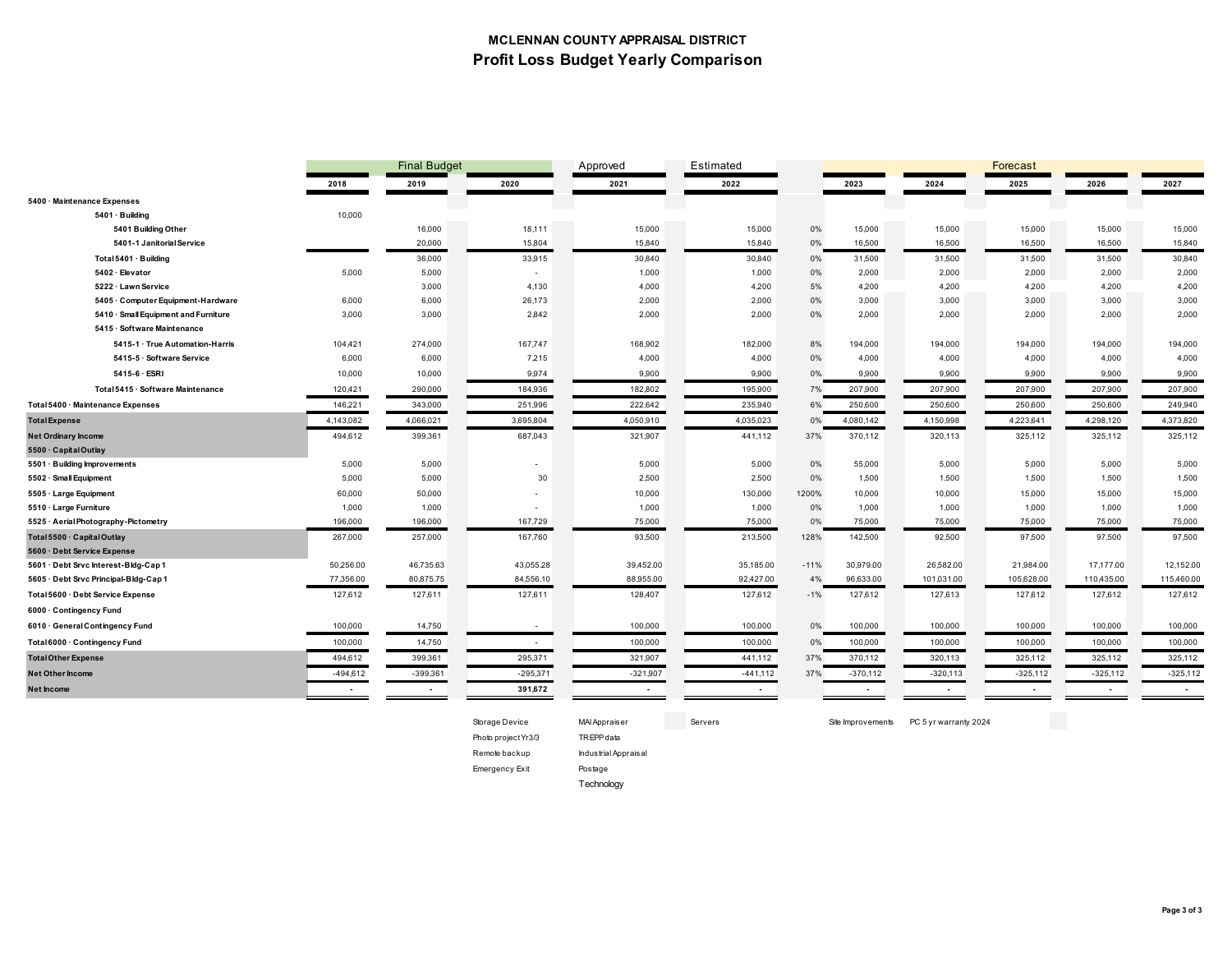# MCLENNAN COUNTY APPRAISAL DISTRICT

## Profit Loss Budget Yearly Comparison

| | Final Budget | | | Approved | Estimated | | Forecast | | | | |
|---|---|---|---|---|---|---|---|---|---|---|---|
| | 2018 | 2019 | 2020 | 2021 | 2022 | | 2023 | 2024 | 2025 | 2026 | 2027 |
| **5400 · Maintenance Expenses** | | | | | | | | | | | |
| 5401 · Building | 10,000 | | | | | | | | | | |
| 5401 Building Other | | 16,000 | 18,111 | 15,000 | 15,000 | 0% | 15,000 | 15,000 | 15,000 | 15,000 | 15,000 |
| 5401-1 Janitorial Service | | 20,000 | 15,804 | 15,840 | 15,840 | 0% | 16,500 | 16,500 | 16,500 | 16,500 | 15,840 |
| Total 5401 · Building | | 36,000 | 33,915 | 30,840 | 30,840 | 0% | 31,500 | 31,500 | 31,500 | 31,500 | 30,840 |
| 5402 · Elevator | 5,000 | 5,000 | - | 1,000 | 1,000 | 0% | 2,000 | 2,000 | 2,000 | 2,000 | 2,000 |
| 5222 · Lawn Service | | 3,000 | 4,130 | 4,000 | 4,200 | 5% | 4,200 | 4,200 | 4,200 | 4,200 | 4,200 |
| 5405 · Computer Equipment-Hardware | 6,000 | 6,000 | 26,173 | 2,000 | 2,000 | 0% | 3,000 | 3,000 | 3,000 | 3,000 | 3,000 |
| 5410 · Small Equipment and Furniture | 3,000 | 3,000 | 2,842 | 2,000 | 2,000 | 0% | 2,000 | 2,000 | 2,000 | 2,000 | 2,000 |
| 5415 · Software Maintenance | | | | | | | | | | | |
| 5415-1 · True Automation-Harris | 104,421 | 274,000 | 167,747 | 168,902 | 182,000 | 8% | 194,000 | 194,000 | 194,000 | 194,000 | 194,000 |
| 5415-5 · Software Service | 6,000 | 6,000 | 7,215 | 4,000 | 4,000 | 0% | 4,000 | 4,000 | 4,000 | 4,000 | 4,000 |
| 5415-6 · ESRI | 10,000 | 10,000 | 9,974 | 9,900 | 9,900 | 0% | 9,900 | 9,900 | 9,900 | 9,900 | 9,900 |
| Total 5415 · Software Maintenance | 120,421 | 290,000 | 184,936 | 182,802 | 195,900 | 7% | 207,900 | 207,900 | 207,900 | 207,900 | 207,900 |
| **Total 5400 · Maintenance Expenses** | 146,221 | 343,000 | 251,996 | 222,642 | 235,940 | 6% | 250,600 | 250,600 | 250,600 | 250,600 | 249,940 |
| **Total Expense** | 4,143,082 | 4,066,021 | 3,695,804 | 4,050,910 | 4,035,023 | 0% | 4,080,142 | 4,150,998 | 4,223,641 | 4,298,120 | 4,373,820 |
| **Net Ordinary Income** | 494,612 | 399,361 | 687,043 | 321,907 | 441,112 | 37% | 370,112 | 320,113 | 325,112 | 325,112 | 325,112 |
| **5500 · Capital Outlay** | | | | | | | | | | | |
| 5501 · Building Improvements | 5,000 | 5,000 | - | 5,000 | 5,000 | 0% | 55,000 | 5,000 | 5,000 | 5,000 | 5,000 |
| 5502 · Small Equipment | 5,000 | 5,000 | 30 | 2,500 | 2,500 | 0% | 1,500 | 1,500 | 1,500 | 1,500 | 1,500 |
| 5505 · Large Equipment | 60,000 | 50,000 | - | 10,000 | 130,000 | 1200% | 10,000 | 10,000 | 15,000 | 15,000 | 15,000 |
| 5510 · Large Furniture | 1,000 | 1,000 | - | 1,000 | 1,000 | 0% | 1,000 | 1,000 | 1,000 | 1,000 | 1,000 |
| 5525 · Aerial Photography-Pictometry | 196,000 | 196,000 | 167,729 | 75,000 | 75,000 | 0% | 75,000 | 75,000 | 75,000 | 75,000 | 75,000 |
| **Total 5500 · Capital Outlay** | 267,000 | 257,000 | 167,760 | 93,500 | 213,500 | 128% | 142,500 | 92,500 | 97,500 | 97,500 | 97,500 |
| **5600 · Debt Service Expense** | | | | | | | | | | | |
| 5601 · Debt Srvc Interest-Bldg-Cap 1 | 50,256.00 | 46,735.63 | 43,055.28 | 39,452.00 | 35,185.00 | -11% | 30,979.00 | 26,582.00 | 21,984.00 | 17,177.00 | 12,152.00 |
| 5605 · Debt Srvc Principal-Bldg-Cap 1 | 77,356.00 | 80,875.75 | 84,556.10 | 88,955.00 | 92,427.00 | 4% | 96,633.00 | 101,031.00 | 105,628.00 | 110,435.00 | 115,460.00 |
| Total 5600 · Debt Service Expense | 127,612 | 127,611 | 127,611 | 128,407 | 127,612 | -1% | 127,612 | 127,613 | 127,612 | 127,612 | 127,612 |
| **6000 · Contingency Fund** | | | | | | | | | | | |
| 6010 · General Contingency Fund | 100,000 | 14,750 | - | 100,000 | 100,000 | 0% | 100,000 | 100,000 | 100,000 | 100,000 | 100,000 |
| Total 6000 · Contingency Fund | 100,000 | 14,750 | - | 100,000 | 100,000 | 0% | 100,000 | 100,000 | 100,000 | 100,000 | 100,000 |
| **Total Other Expense** | 494,612 | 399,361 | 295,371 | 321,907 | 441,112 | 37% | 370,112 | 320,113 | 325,112 | 325,112 | 325,112 |
| **Net Other Income** | -494,612 | -399,361 | -295,371 | -321,907 | -441,112 | 37% | -370,112 | -320,113 | -325,112 | -325,112 | -325,112 |
| **Net Income** | - | - | **391,672** | - | - | | - | - | - | - | - |

| | | | | |
|---|---|---|---|---|
| Storage Device | MAI Appraiser | Servers | Site Improvements | PC 5 yr warranty 2024 |
| Photo project Yr3/3 | TREPP data | | | |
| Remote backup | Industrial Appraisal | | | |
| Emergency Exit | Postage | | | |
| | Technology | | | |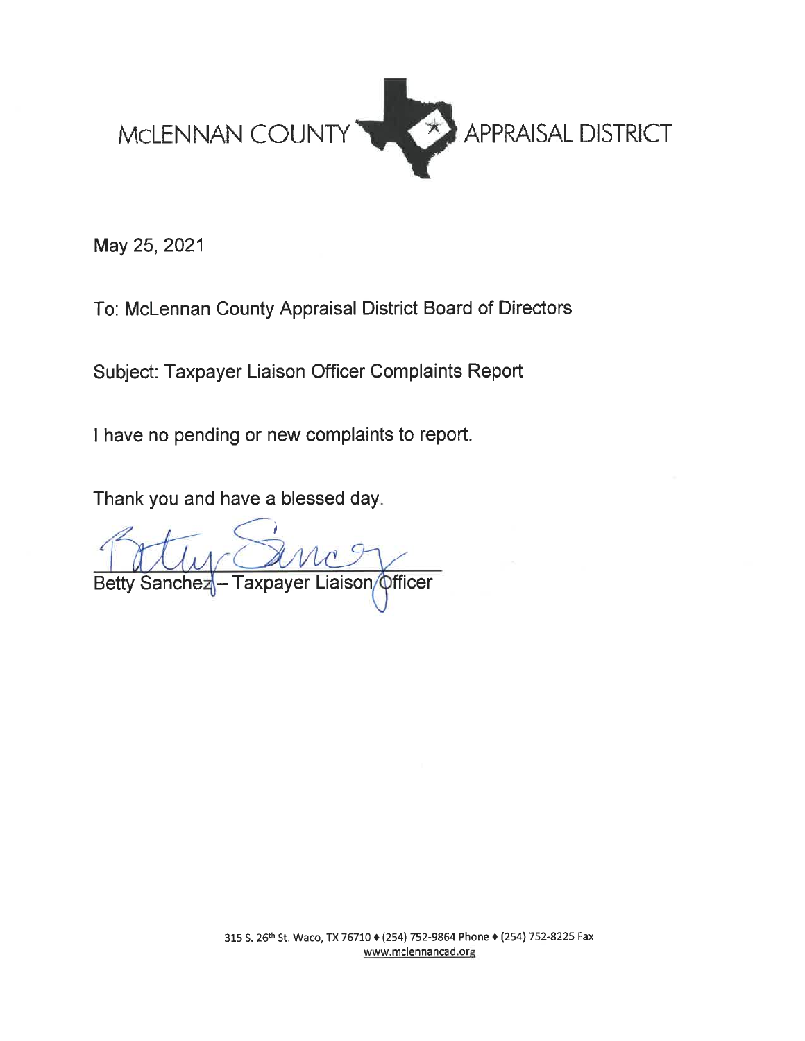McLENNAN COUNTY APPRAISAL DISTRICT

May 25, 2021

To: McLennan County Appraisal District Board of Directors

Subject: Taxpayer Liaison Officer Complaints Report

I have no pending or new complaints to report.

Thank you and have a blessed day.

Betty Sanchez – Taxpayer Liaison Officer

315 S. 26th St. Waco, TX 76710 ♦ (254) 752-9864 Phone ♦ (254) 752-8225 Fax
www.mclennancad.org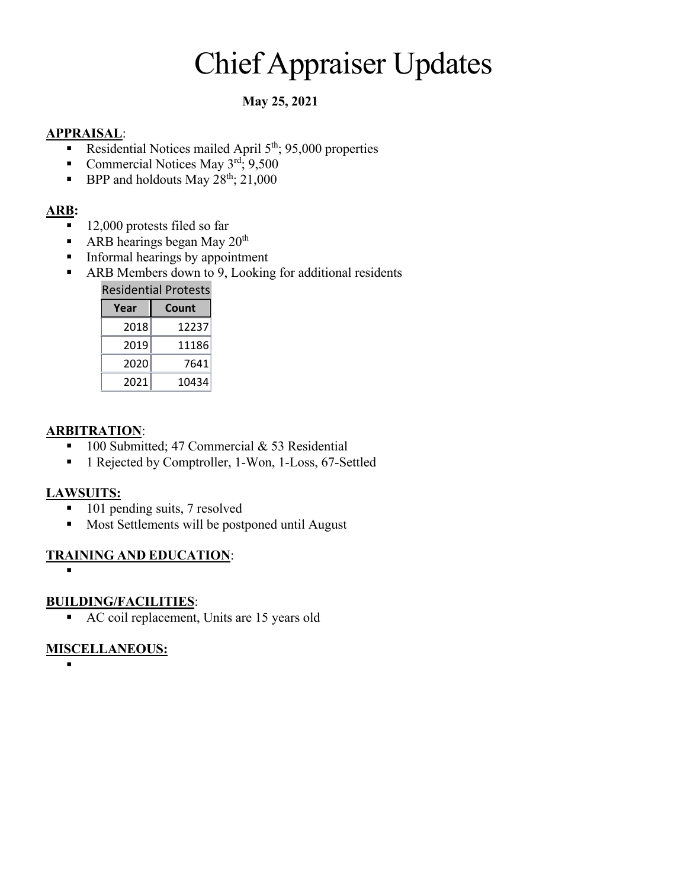# Chief Appraiser Updates

**May 25, 2021**

**APPRAISAL**:

- Residential Notices mailed April 5th; 95,000 properties
- Commercial Notices May 3rd; 9,500
- BPP and holdouts May 28th; 21,000

**ARB:**

- 12,000 protests filed so far
- ARB hearings began May 20th
- Informal hearings by appointment
- ARB Members down to 9, Looking for additional residents

Residential Protests

| Year | Count |
|---|---|
| 2018 | 12237 |
| 2019 | 11186 |
| 2020 | 7641 |
| 2021 | 10434 |

**ARBITRATION**:

- 100 Submitted; 47 Commercial & 53 Residential
- 1 Rejected by Comptroller, 1-Won, 1-Loss, 67-Settled

**LAWSUITS:**

- 101 pending suits, 7 resolved
- Most Settlements will be postponed until August

**TRAINING AND EDUCATION**:

- 

**BUILDING/FACILITIES**:

- AC coil replacement, Units are 15 years old

**MISCELLANEOUS:**

-